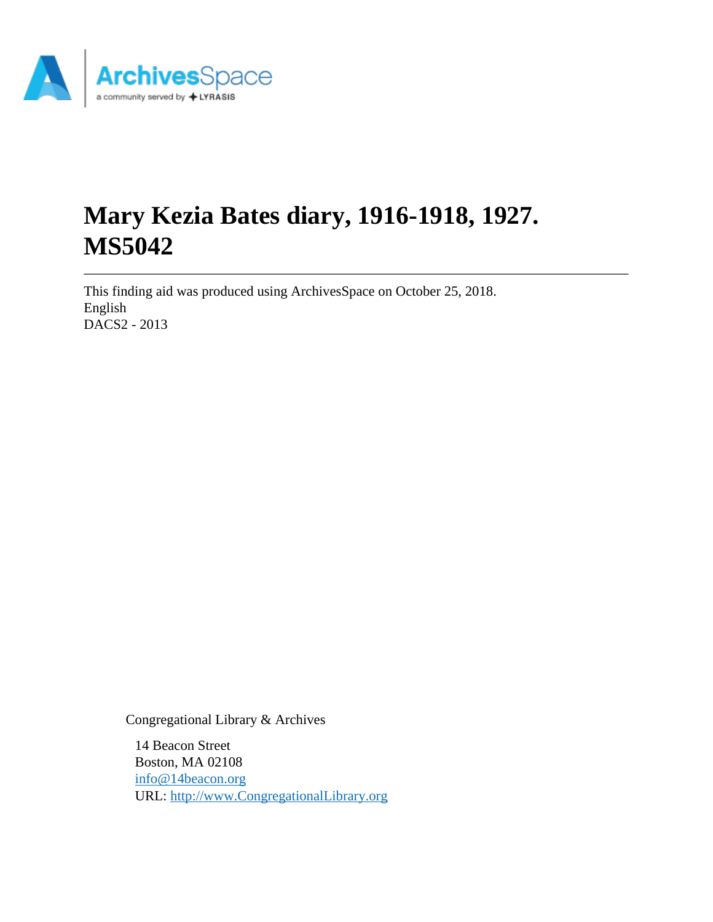# Mary Kezia Bates diary, 1916-1918, 1927. MS5042

---

This finding aid was produced using ArchivesSpace on October 25, 2018.
English
DACS2 - 2013

Congregational Library & Archives

14 Beacon Street
Boston, MA 02108
info@14beacon.org
URL: http://www.CongregationalLibrary.org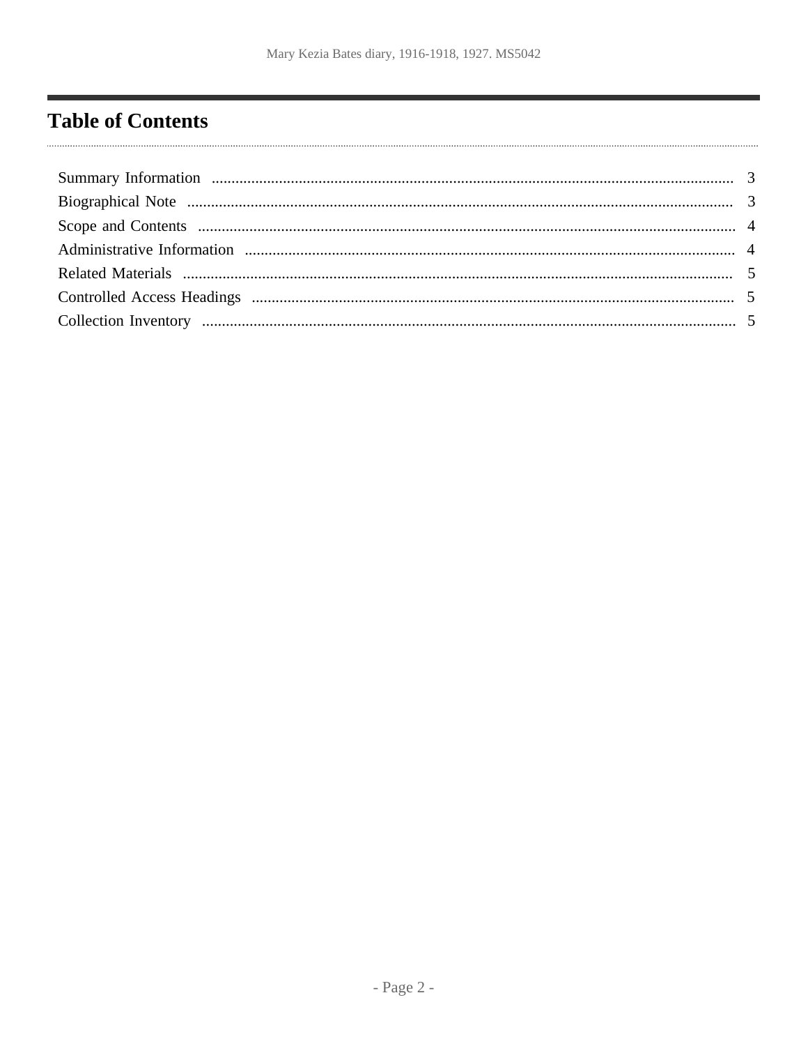# Table of Contents

- Summary Information ........ 3
- Biographical Note ........ 3
- Scope and Contents ........ 4
- Administrative Information ........ 4
- Related Materials ........ 5
- Controlled Access Headings ........ 5
- Collection Inventory ........ 5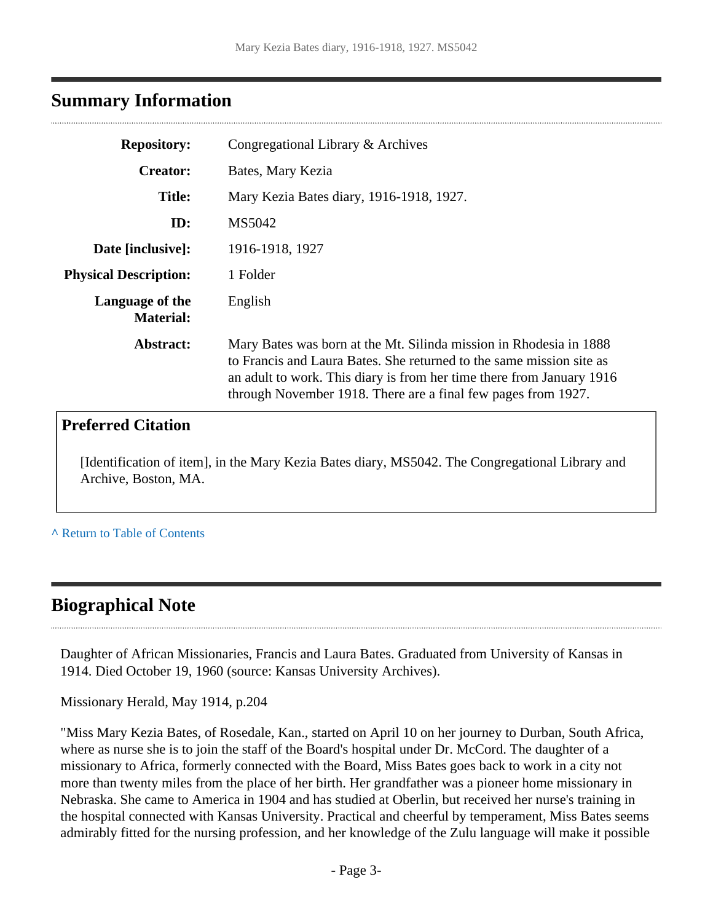## Summary Information

| | |
|---|---|
| **Repository:** | Congregational Library & Archives |
| **Creator:** | Bates, Mary Kezia |
| **Title:** | Mary Kezia Bates diary, 1916-1918, 1927. |
| **ID:** | MS5042 |
| **Date [inclusive]:** | 1916-1918, 1927 |
| **Physical Description:** | 1 Folder |
| **Language of the Material:** | English |
| **Abstract:** | Mary Bates was born at the Mt. Silinda mission in Rhodesia in 1888 to Francis and Laura Bates. She returned to the same mission site as an adult to work. This diary is from her time there from January 1916 through November 1918. There are a final few pages from 1927. |

### Preferred Citation

[Identification of item], in the Mary Kezia Bates diary, MS5042. The Congregational Library and Archive, Boston, MA.

^ Return to Table of Contents

## Biographical Note

Daughter of African Missionaries, Francis and Laura Bates. Graduated from University of Kansas in 1914. Died October 19, 1960 (source: Kansas University Archives).

Missionary Herald, May 1914, p.204

"Miss Mary Kezia Bates, of Rosedale, Kan., started on April 10 on her journey to Durban, South Africa, where as nurse she is to join the staff of the Board's hospital under Dr. McCord. The daughter of a missionary to Africa, formerly connected with the Board, Miss Bates goes back to work in a city not more than twenty miles from the place of her birth. Her grandfather was a pioneer home missionary in Nebraska. She came to America in 1904 and has studied at Oberlin, but received her nurse's training in the hospital connected with Kansas University. Practical and cheerful by temperament, Miss Bates seems admirably fitted for the nursing profession, and her knowledge of the Zulu language will make it possible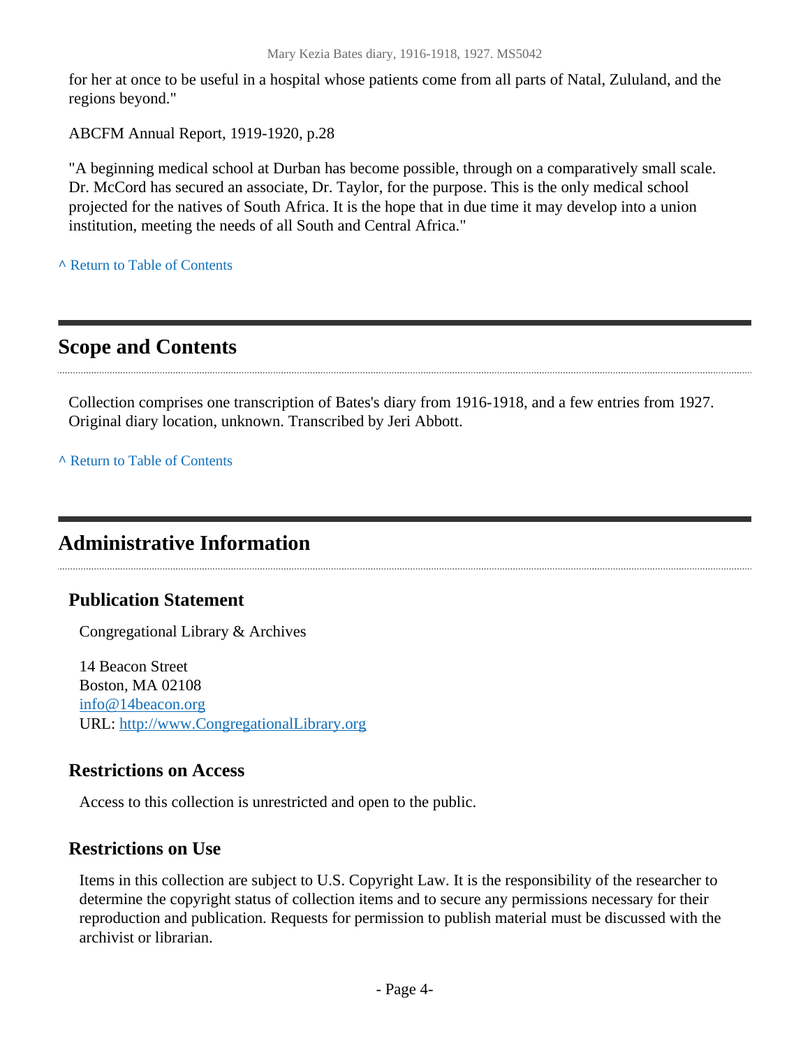for her at once to be useful in a hospital whose patients come from all parts of Natal, Zululand, and the regions beyond."

ABCFM Annual Report, 1919-1920, p.28

"A beginning medical school at Durban has become possible, through on a comparatively small scale. Dr. McCord has secured an associate, Dr. Taylor, for the purpose. This is the only medical school projected for the natives of South Africa. It is the hope that in due time it may develop into a union institution, meeting the needs of all South and Central Africa."

^ Return to Table of Contents

## Scope and Contents

Collection comprises one transcription of Bates's diary from 1916-1918, and a few entries from 1927. Original diary location, unknown. Transcribed by Jeri Abbott.

^ Return to Table of Contents

## Administrative Information

### Publication Statement

Congregational Library & Archives

14 Beacon Street
Boston, MA 02108
info@14beacon.org
URL: http://www.CongregationalLibrary.org

### Restrictions on Access

Access to this collection is unrestricted and open to the public.

### Restrictions on Use

Items in this collection are subject to U.S. Copyright Law. It is the responsibility of the researcher to determine the copyright status of collection items and to secure any permissions necessary for their reproduction and publication. Requests for permission to publish material must be discussed with the archivist or librarian.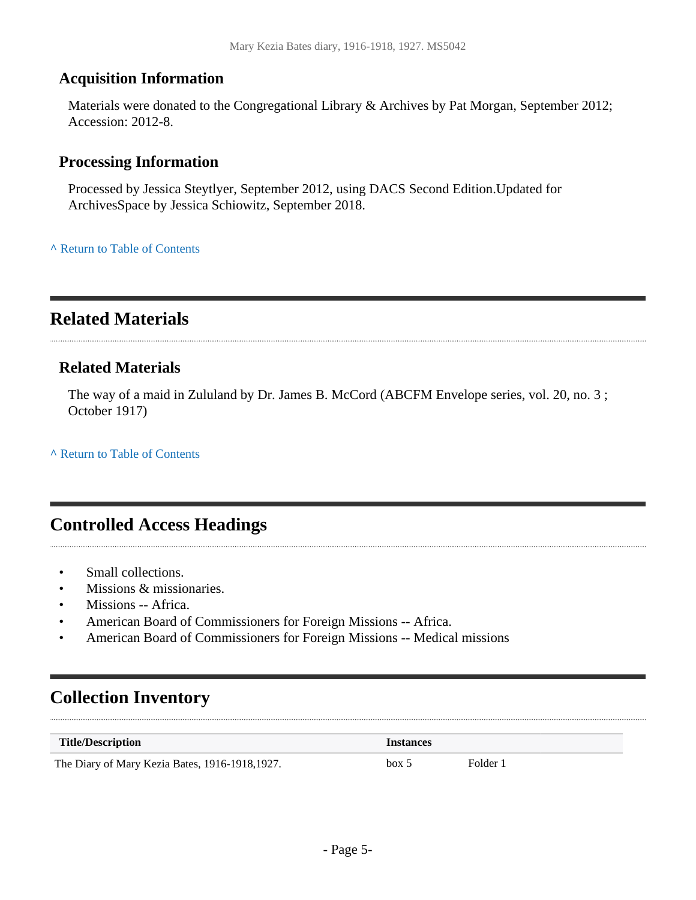### Acquisition Information

Materials were donated to the Congregational Library & Archives by Pat Morgan, September 2012; Accession: 2012-8.

### Processing Information

Processed by Jessica Steytlyer, September 2012, using DACS Second Edition.Updated for ArchivesSpace by Jessica Schiowitz, September 2018.

^ Return to Table of Contents

## Related Materials

### Related Materials

The way of a maid in Zululand by Dr. James B. McCord (ABCFM Envelope series, vol. 20, no. 3 ; October 1917)

^ Return to Table of Contents

## Controlled Access Headings

- Small collections.
- Missions & missionaries.
- Missions -- Africa.
- American Board of Commissioners for Foreign Missions -- Africa.
- American Board of Commissioners for Foreign Missions -- Medical missions

## Collection Inventory

| Title/Description | Instances | |
|---|---|---|
| The Diary of Mary Kezia Bates, 1916-1918,1927. | box 5 | Folder 1 |